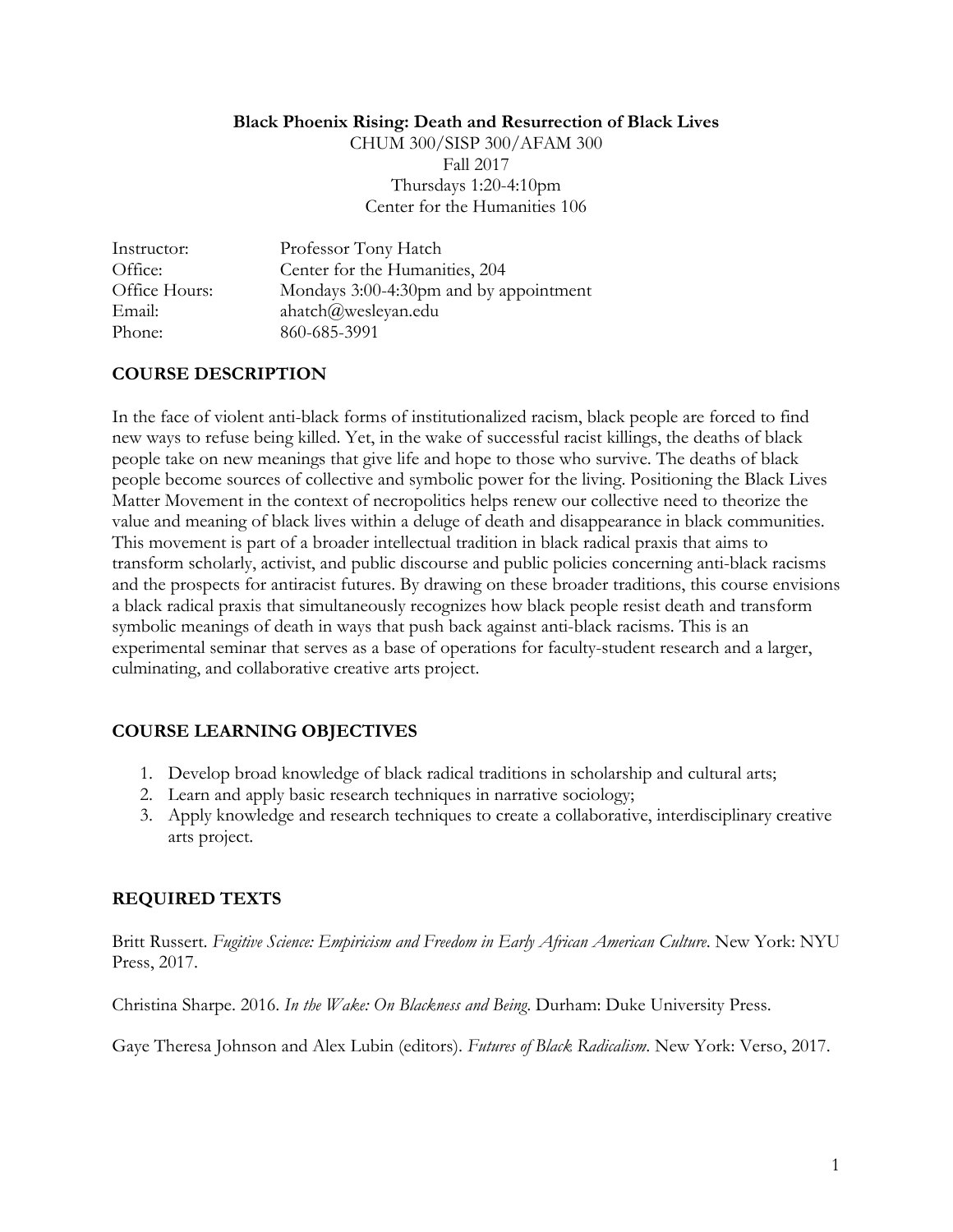**Black Phoenix Rising: Death and Resurrection of Black Lives**

CHUM 300/SISP 300/AFAM 300
Fall 2017
Thursdays 1:20-4:10pm
Center for the Humanities 106

| | |
|---|---|
| Instructor: | Professor Tony Hatch |
| Office: | Center for the Humanities, 204 |
| Office Hours: | Mondays 3:00-4:30pm and by appointment |
| Email: | ahatch@wesleyan.edu |
| Phone: | 860-685-3991 |

## COURSE DESCRIPTION

In the face of violent anti-black forms of institutionalized racism, black people are forced to find new ways to refuse being killed. Yet, in the wake of successful racist killings, the deaths of black people take on new meanings that give life and hope to those who survive. The deaths of black people become sources of collective and symbolic power for the living. Positioning the Black Lives Matter Movement in the context of necropolitics helps renew our collective need to theorize the value and meaning of black lives within a deluge of death and disappearance in black communities. This movement is part of a broader intellectual tradition in black radical praxis that aims to transform scholarly, activist, and public discourse and public policies concerning anti-black racisms and the prospects for antiracist futures. By drawing on these broader traditions, this course envisions a black radical praxis that simultaneously recognizes how black people resist death and transform symbolic meanings of death in ways that push back against anti-black racisms. This is an experimental seminar that serves as a base of operations for faculty-student research and a larger, culminating, and collaborative creative arts project.

## COURSE LEARNING OBJECTIVES

1. Develop broad knowledge of black radical traditions in scholarship and cultural arts;
2. Learn and apply basic research techniques in narrative sociology;
3. Apply knowledge and research techniques to create a collaborative, interdisciplinary creative arts project.

## REQUIRED TEXTS

Britt Russert. *Fugitive Science: Empiricism and Freedom in Early African American Culture*. New York: NYU Press, 2017.

Christina Sharpe. 2016. *In the Wake: On Blackness and Being*. Durham: Duke University Press.

Gaye Theresa Johnson and Alex Lubin (editors). *Futures of Black Radicalism*. New York: Verso, 2017.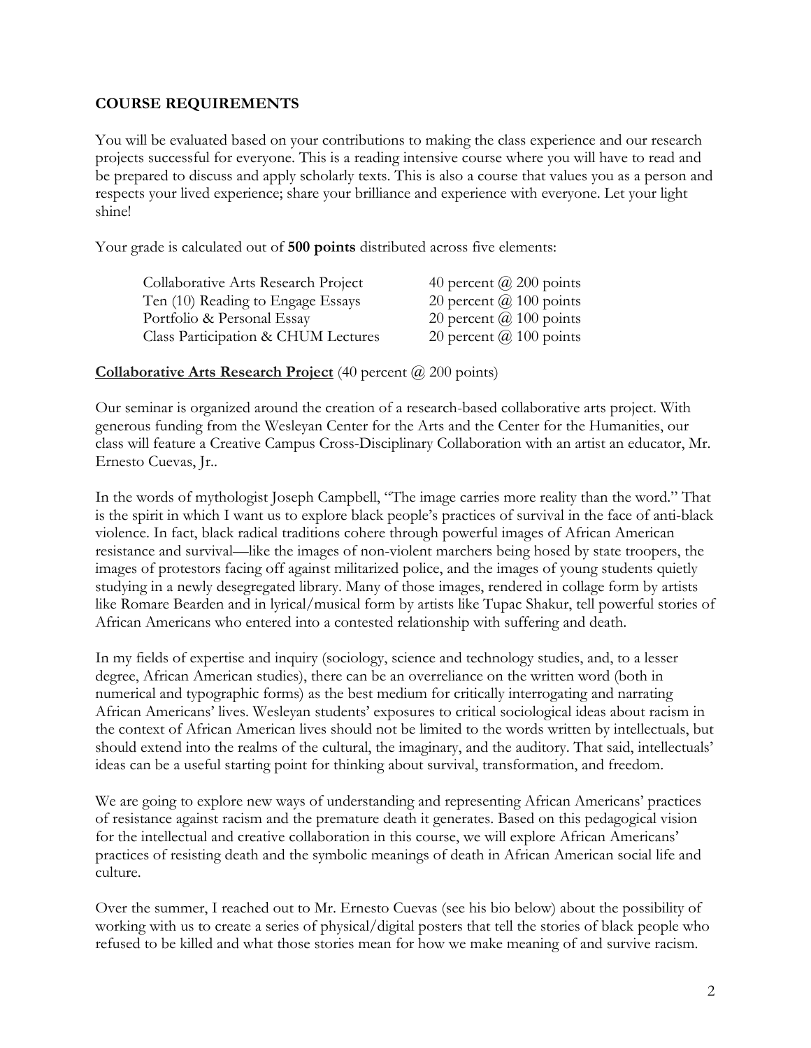**COURSE REQUIREMENTS**

You will be evaluated based on your contributions to making the class experience and our research projects successful for everyone. This is a reading intensive course where you will have to read and be prepared to discuss and apply scholarly texts. This is also a course that values you as a person and respects your lived experience; share your brilliance and experience with everyone. Let your light shine!

Your grade is calculated out of **500 points** distributed across five elements:

| | |
|---|---|
| Collaborative Arts Research Project | 40 percent @ 200 points |
| Ten (10) Reading to Engage Essays | 20 percent @ 100 points |
| Portfolio & Personal Essay | 20 percent @ 100 points |
| Class Participation & CHUM Lectures | 20 percent @ 100 points |

**<u>Collaborative Arts Research Project</u>** (40 percent @ 200 points)

Our seminar is organized around the creation of a research-based collaborative arts project. With generous funding from the Wesleyan Center for the Arts and the Center for the Humanities, our class will feature a Creative Campus Cross-Disciplinary Collaboration with an artist an educator, Mr. Ernesto Cuevas, Jr..

In the words of mythologist Joseph Campbell, "The image carries more reality than the word." That is the spirit in which I want us to explore black people's practices of survival in the face of anti-black violence. In fact, black radical traditions cohere through powerful images of African American resistance and survival—like the images of non-violent marchers being hosed by state troopers, the images of protestors facing off against militarized police, and the images of young students quietly studying in a newly desegregated library. Many of those images, rendered in collage form by artists like Romare Bearden and in lyrical/musical form by artists like Tupac Shakur, tell powerful stories of African Americans who entered into a contested relationship with suffering and death.

In my fields of expertise and inquiry (sociology, science and technology studies, and, to a lesser degree, African American studies), there can be an overreliance on the written word (both in numerical and typographic forms) as the best medium for critically interrogating and narrating African Americans' lives. Wesleyan students' exposures to critical sociological ideas about racism in the context of African American lives should not be limited to the words written by intellectuals, but should extend into the realms of the cultural, the imaginary, and the auditory. That said, intellectuals' ideas can be a useful starting point for thinking about survival, transformation, and freedom.

We are going to explore new ways of understanding and representing African Americans' practices of resistance against racism and the premature death it generates. Based on this pedagogical vision for the intellectual and creative collaboration in this course, we will explore African Americans' practices of resisting death and the symbolic meanings of death in African American social life and culture.

Over the summer, I reached out to Mr. Ernesto Cuevas (see his bio below) about the possibility of working with us to create a series of physical/digital posters that tell the stories of black people who refused to be killed and what those stories mean for how we make meaning of and survive racism.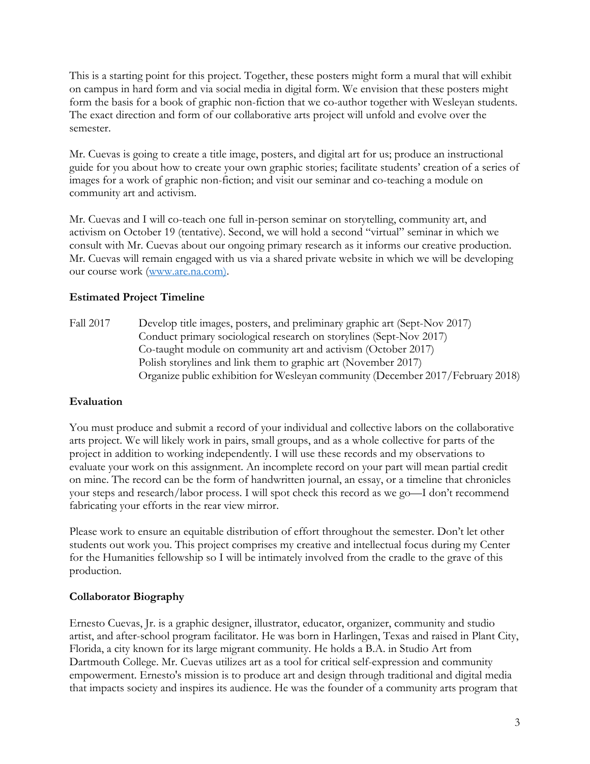This is a starting point for this project. Together, these posters might form a mural that will exhibit on campus in hard form and via social media in digital form. We envision that these posters might form the basis for a book of graphic non-fiction that we co-author together with Wesleyan students. The exact direction and form of our collaborative arts project will unfold and evolve over the semester.

Mr. Cuevas is going to create a title image, posters, and digital art for us; produce an instructional guide for you about how to create your own graphic stories; facilitate students' creation of a series of images for a work of graphic non-fiction; and visit our seminar and co-teaching a module on community art and activism.

Mr. Cuevas and I will co-teach one full in-person seminar on storytelling, community art, and activism on October 19 (tentative). Second, we will hold a second "virtual" seminar in which we consult with Mr. Cuevas about our ongoing primary research as it informs our creative production. Mr. Cuevas will remain engaged with us via a shared private website in which we will be developing our course work (www.are.na.com).

### Estimated Project Timeline

| | |
|---|---|
| Fall 2017 | Develop title images, posters, and preliminary graphic art (Sept-Nov 2017) |
| | Conduct primary sociological research on storylines (Sept-Nov 2017) |
| | Co-taught module on community art and activism (October 2017) |
| | Polish storylines and link them to graphic art (November 2017) |
| | Organize public exhibition for Wesleyan community (December 2017/February 2018) |

### Evaluation

You must produce and submit a record of your individual and collective labors on the collaborative arts project. We will likely work in pairs, small groups, and as a whole collective for parts of the project in addition to working independently. I will use these records and my observations to evaluate your work on this assignment. An incomplete record on your part will mean partial credit on mine. The record can be the form of handwritten journal, an essay, or a timeline that chronicles your steps and research/labor process. I will spot check this record as we go—I don't recommend fabricating your efforts in the rear view mirror.

Please work to ensure an equitable distribution of effort throughout the semester. Don't let other students out work you. This project comprises my creative and intellectual focus during my Center for the Humanities fellowship so I will be intimately involved from the cradle to the grave of this production.

### Collaborator Biography

Ernesto Cuevas, Jr. is a graphic designer, illustrator, educator, organizer, community and studio artist, and after-school program facilitator. He was born in Harlingen, Texas and raised in Plant City, Florida, a city known for its large migrant community. He holds a B.A. in Studio Art from Dartmouth College. Mr. Cuevas utilizes art as a tool for critical self-expression and community empowerment. Ernesto's mission is to produce art and design through traditional and digital media that impacts society and inspires its audience. He was the founder of a community arts program that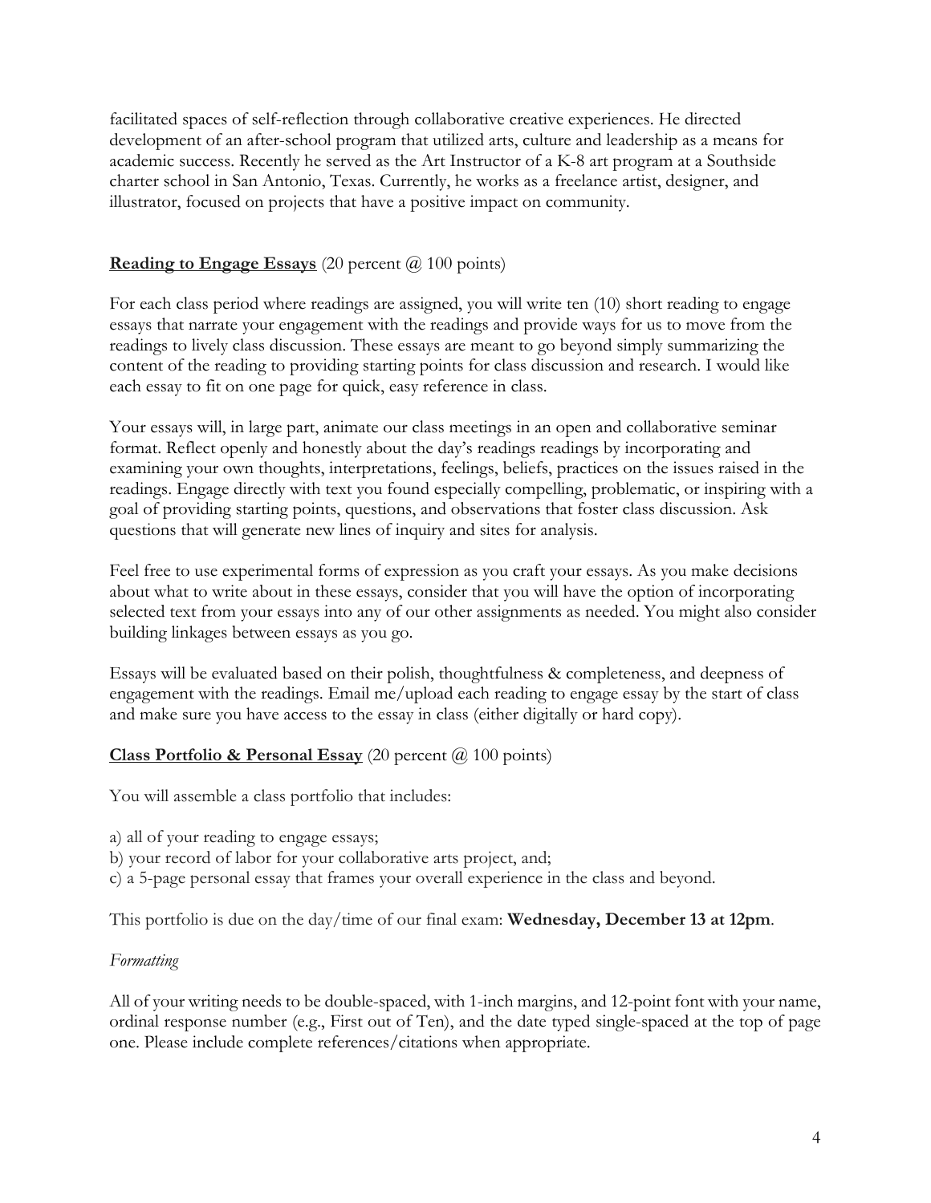facilitated spaces of self-reflection through collaborative creative experiences. He directed development of an after-school program that utilized arts, culture and leadership as a means for academic success. Recently he served as the Art Instructor of a K-8 art program at a Southside charter school in San Antonio, Texas. Currently, he works as a freelance artist, designer, and illustrator, focused on projects that have a positive impact on community.

**Reading to Engage Essays** (20 percent @ 100 points)

For each class period where readings are assigned, you will write ten (10) short reading to engage essays that narrate your engagement with the readings and provide ways for us to move from the readings to lively class discussion. These essays are meant to go beyond simply summarizing the content of the reading to providing starting points for class discussion and research. I would like each essay to fit on one page for quick, easy reference in class.

Your essays will, in large part, animate our class meetings in an open and collaborative seminar format. Reflect openly and honestly about the day's readings readings by incorporating and examining your own thoughts, interpretations, feelings, beliefs, practices on the issues raised in the readings. Engage directly with text you found especially compelling, problematic, or inspiring with a goal of providing starting points, questions, and observations that foster class discussion. Ask questions that will generate new lines of inquiry and sites for analysis.

Feel free to use experimental forms of expression as you craft your essays. As you make decisions about what to write about in these essays, consider that you will have the option of incorporating selected text from your essays into any of our other assignments as needed. You might also consider building linkages between essays as you go.

Essays will be evaluated based on their polish, thoughtfulness & completeness, and deepness of engagement with the readings. Email me/upload each reading to engage essay by the start of class and make sure you have access to the essay in class (either digitally or hard copy).

**Class Portfolio & Personal Essay** (20 percent @ 100 points)

You will assemble a class portfolio that includes:

a) all of your reading to engage essays;
b) your record of labor for your collaborative arts project, and;
c) a 5-page personal essay that frames your overall experience in the class and beyond.

This portfolio is due on the day/time of our final exam: **Wednesday, December 13 at 12pm**.

*Formatting*

All of your writing needs to be double-spaced, with 1-inch margins, and 12-point font with your name, ordinal response number (e.g., First out of Ten), and the date typed single-spaced at the top of page one. Please include complete references/citations when appropriate.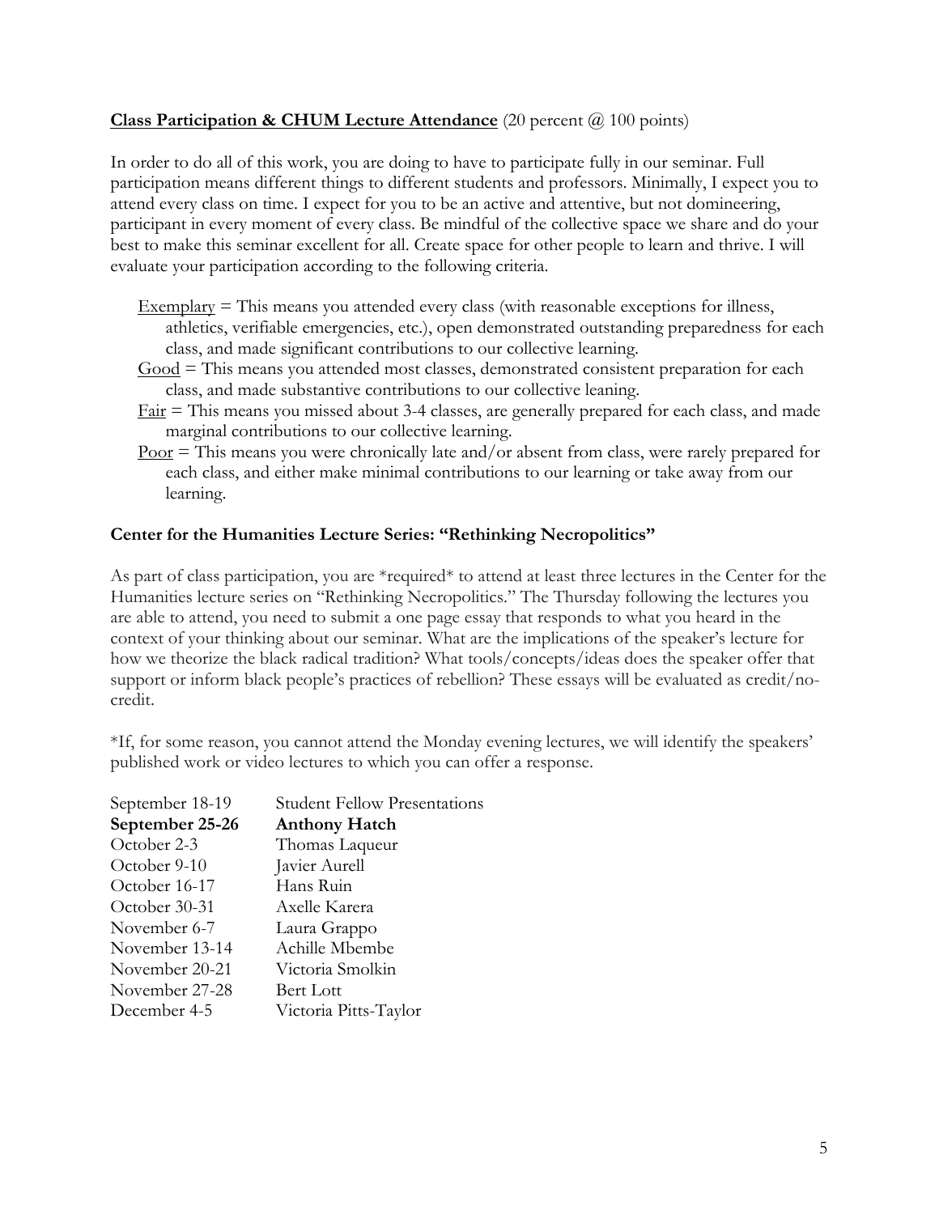**<u>Class Participation & CHUM Lecture Attendance</u>** (20 percent @ 100 points)

In order to do all of this work, you are doing to have to participate fully in our seminar. Full participation means different things to different students and professors. Minimally, I expect you to attend every class on time. I expect for you to be an active and attentive, but not domineering, participant in every moment of every class. Be mindful of the collective space we share and do your best to make this seminar excellent for all. Create space for other people to learn and thrive. I will evaluate your participation according to the following criteria.

- <u>Exemplary</u> = This means you attended every class (with reasonable exceptions for illness, athletics, verifiable emergencies, etc.), open demonstrated outstanding preparedness for each class, and made significant contributions to our collective learning.
- <u>Good</u> = This means you attended most classes, demonstrated consistent preparation for each class, and made substantive contributions to our collective leaning.
- <u>Fair</u> = This means you missed about 3-4 classes, are generally prepared for each class, and made marginal contributions to our collective learning.
- <u>Poor</u> = This means you were chronically late and/or absent from class, were rarely prepared for each class, and either make minimal contributions to our learning or take away from our learning.

**Center for the Humanities Lecture Series: "Rethinking Necropolitics"**

As part of class participation, you are *required* to attend at least three lectures in the Center for the Humanities lecture series on "Rethinking Necropolitics." The Thursday following the lectures you are able to attend, you need to submit a one page essay that responds to what you heard in the context of your thinking about our seminar. What are the implications of the speaker's lecture for how we theorize the black radical tradition? What tools/concepts/ideas does the speaker offer that support or inform black people's practices of rebellion? These essays will be evaluated as credit/no-credit.

*If, for some reason, you cannot attend the Monday evening lectures, we will identify the speakers' published work or video lectures to which you can offer a response.

| | |
|---|---|
| September 18-19 | Student Fellow Presentations |
| **September 25-26** | **Anthony Hatch** |
| October 2-3 | Thomas Laqueur |
| October 9-10 | Javier Aurell |
| October 16-17 | Hans Ruin |
| October 30-31 | Axelle Karera |
| November 6-7 | Laura Grappo |
| November 13-14 | Achille Mbembe |
| November 20-21 | Victoria Smolkin |
| November 27-28 | Bert Lott |
| December 4-5 | Victoria Pitts-Taylor |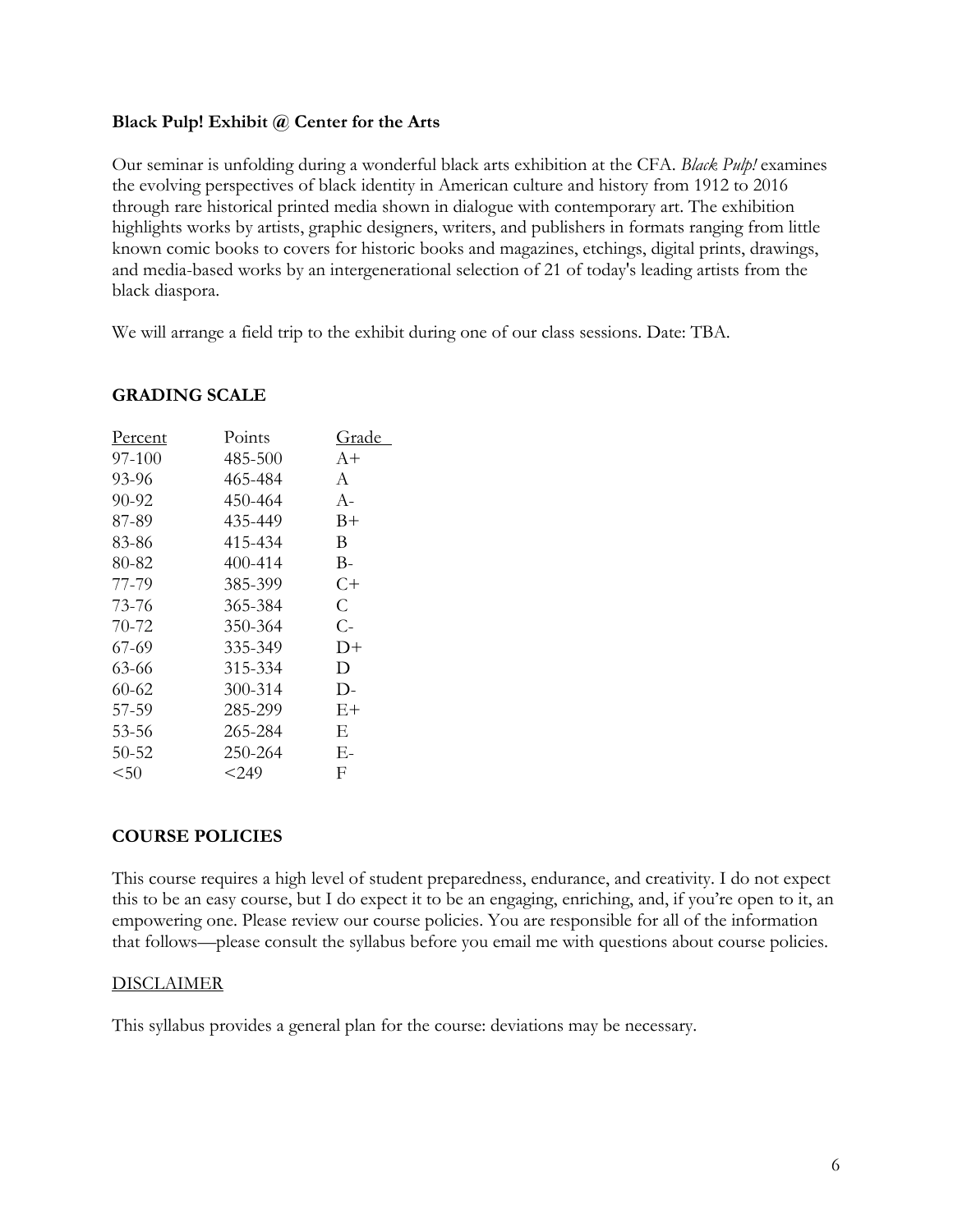**Black Pulp! Exhibit @ Center for the Arts**

Our seminar is unfolding during a wonderful black arts exhibition at the CFA. *Black Pulp!* examines the evolving perspectives of black identity in American culture and history from 1912 to 2016 through rare historical printed media shown in dialogue with contemporary art. The exhibition highlights works by artists, graphic designers, writers, and publishers in formats ranging from little known comic books to covers for historic books and magazines, etchings, digital prints, drawings, and media-based works by an intergenerational selection of 21 of today's leading artists from the black diaspora.

We will arrange a field trip to the exhibit during one of our class sessions. Date: TBA.

**GRADING SCALE**

| Percent | Points | Grade |
|---|---|---|
| 97-100 | 485-500 | A+ |
| 93-96 | 465-484 | A |
| 90-92 | 450-464 | A- |
| 87-89 | 435-449 | B+ |
| 83-86 | 415-434 | B |
| 80-82 | 400-414 | B- |
| 77-79 | 385-399 | C+ |
| 73-76 | 365-384 | C |
| 70-72 | 350-364 | C- |
| 67-69 | 335-349 | D+ |
| 63-66 | 315-334 | D |
| 60-62 | 300-314 | D- |
| 57-59 | 285-299 | E+ |
| 53-56 | 265-284 | E |
| 50-52 | 250-264 | E- |
| <50 | <249 | F |

**COURSE POLICIES**

This course requires a high level of student preparedness, endurance, and creativity. I do not expect this to be an easy course, but I do expect it to be an engaging, enriching, and, if you're open to it, an empowering one. Please review our course policies. You are responsible for all of the information that follows—please consult the syllabus before you email me with questions about course policies.

DISCLAIMER

This syllabus provides a general plan for the course: deviations may be necessary.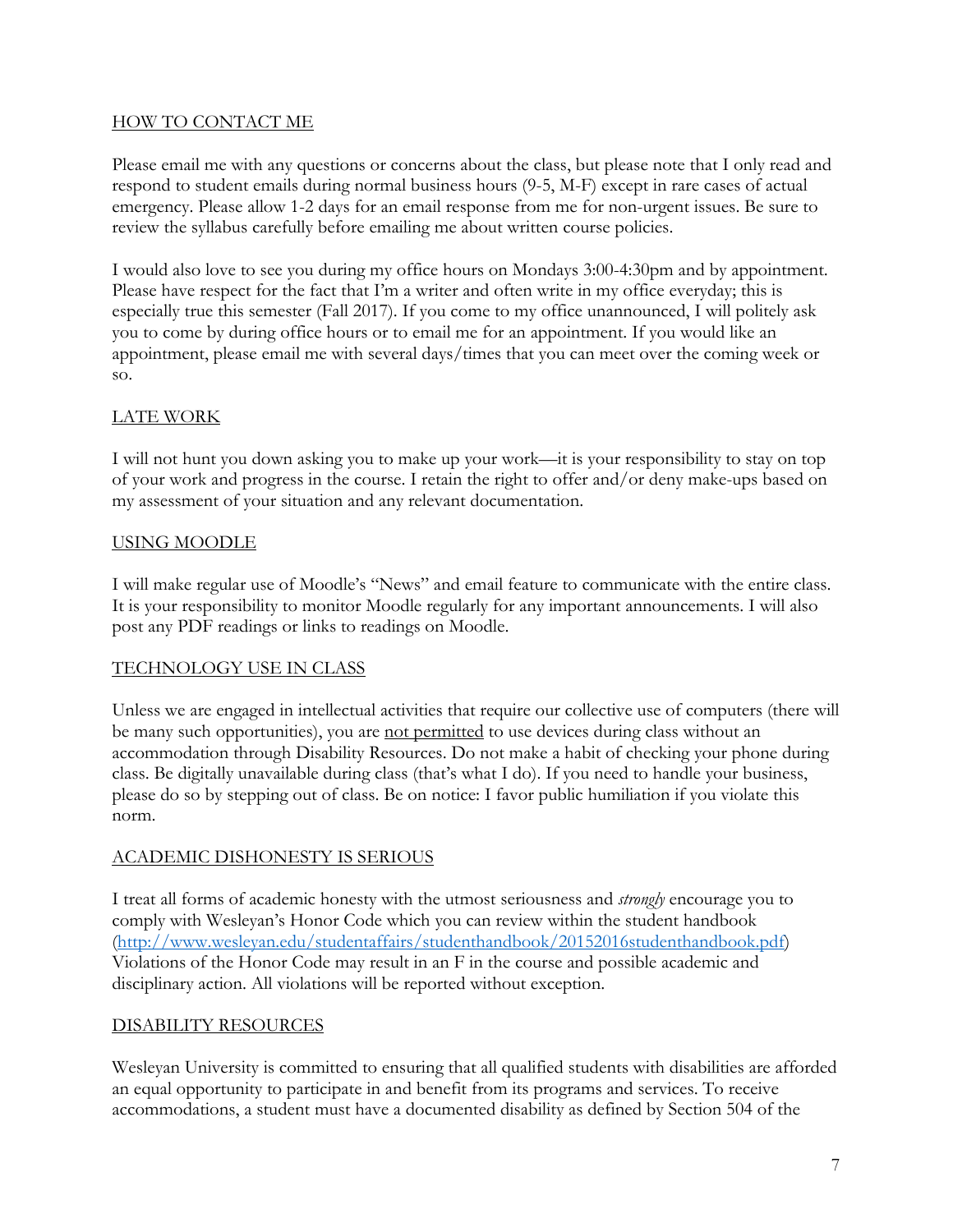## HOW TO CONTACT ME

Please email me with any questions or concerns about the class, but please note that I only read and respond to student emails during normal business hours (9-5, M-F) except in rare cases of actual emergency. Please allow 1-2 days for an email response from me for non-urgent issues. Be sure to review the syllabus carefully before emailing me about written course policies.

I would also love to see you during my office hours on Mondays 3:00-4:30pm and by appointment. Please have respect for the fact that I'm a writer and often write in my office everyday; this is especially true this semester (Fall 2017). If you come to my office unannounced, I will politely ask you to come by during office hours or to email me for an appointment. If you would like an appointment, please email me with several days/times that you can meet over the coming week or so.

## LATE WORK

I will not hunt you down asking you to make up your work—it is your responsibility to stay on top of your work and progress in the course. I retain the right to offer and/or deny make-ups based on my assessment of your situation and any relevant documentation.

## USING MOODLE

I will make regular use of Moodle's "News" and email feature to communicate with the entire class. It is your responsibility to monitor Moodle regularly for any important announcements. I will also post any PDF readings or links to readings on Moodle.

## TECHNOLOGY USE IN CLASS

Unless we are engaged in intellectual activities that require our collective use of computers (there will be many such opportunities), you are <u>not permitted</u> to use devices during class without an accommodation through Disability Resources. Do not make a habit of checking your phone during class. Be digitally unavailable during class (that's what I do). If you need to handle your business, please do so by stepping out of class. Be on notice: I favor public humiliation if you violate this norm.

## ACADEMIC DISHONESTY IS SERIOUS

I treat all forms of academic honesty with the utmost seriousness and *strongly* encourage you to comply with Wesleyan's Honor Code which you can review within the student handbook (http://www.wesleyan.edu/studentaffairs/studenthandbook/20152016studenthandbook.pdf) Violations of the Honor Code may result in an F in the course and possible academic and disciplinary action. All violations will be reported without exception.

## DISABILITY RESOURCES

Wesleyan University is committed to ensuring that all qualified students with disabilities are afforded an equal opportunity to participate in and benefit from its programs and services. To receive accommodations, a student must have a documented disability as defined by Section 504 of the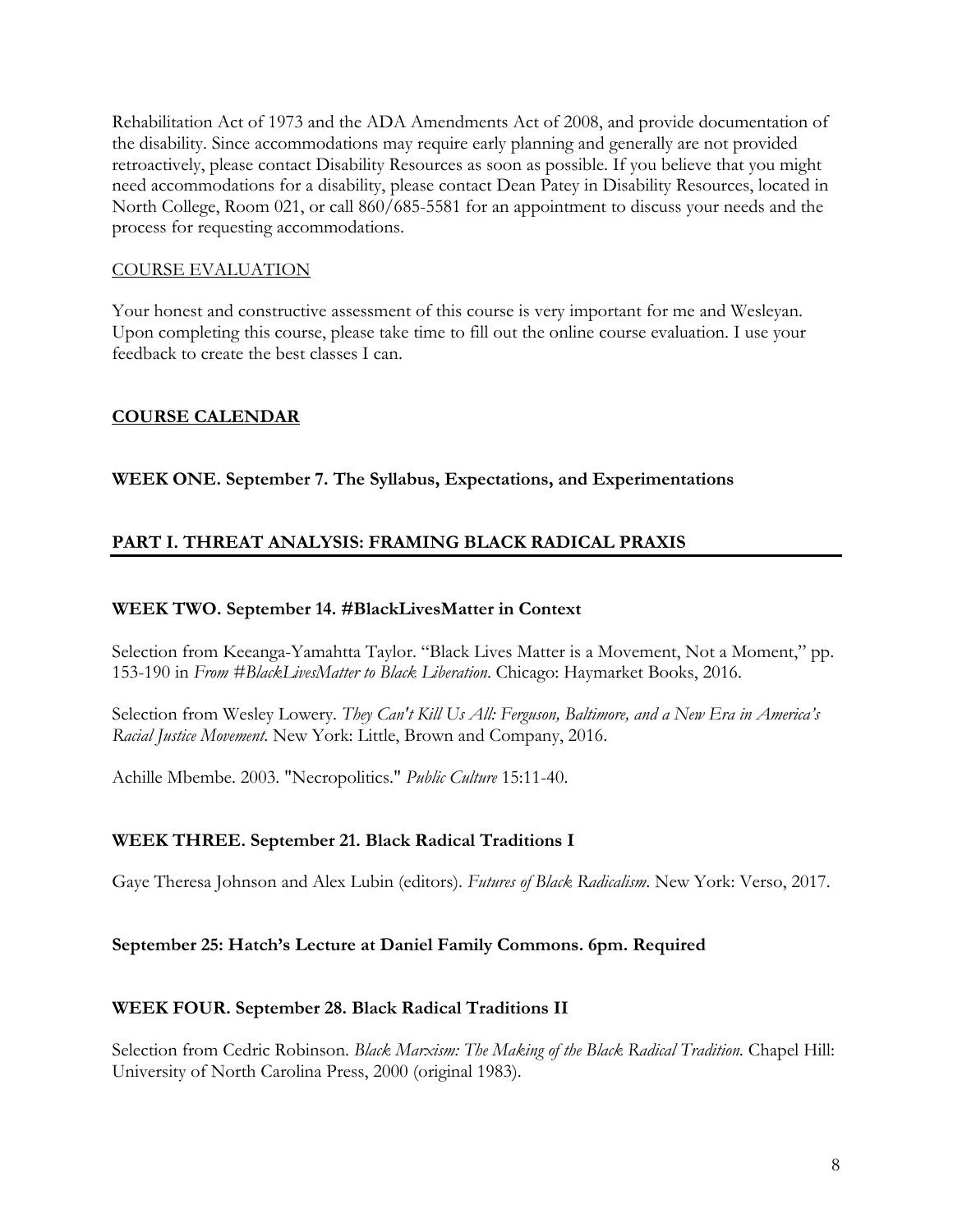Rehabilitation Act of 1973 and the ADA Amendments Act of 2008, and provide documentation of the disability. Since accommodations may require early planning and generally are not provided retroactively, please contact Disability Resources as soon as possible. If you believe that you might need accommodations for a disability, please contact Dean Patey in Disability Resources, located in North College, Room 021, or call 860/685-5581 for an appointment to discuss your needs and the process for requesting accommodations.

## COURSE EVALUATION

Your honest and constructive assessment of this course is very important for me and Wesleyan. Upon completing this course, please take time to fill out the online course evaluation. I use your feedback to create the best classes I can.

## COURSE CALENDAR

### WEEK ONE. September 7. The Syllabus, Expectations, and Experimentations

## PART I. THREAT ANALYSIS: FRAMING BLACK RADICAL PRAXIS

### WEEK TWO. September 14. #BlackLivesMatter in Context

Selection from Keeanga-Yamahtta Taylor. "Black Lives Matter is a Movement, Not a Moment," pp. 153-190 in *From #BlackLivesMatter to Black Liberation*. Chicago: Haymarket Books, 2016.

Selection from Wesley Lowery. *They Can't Kill Us All: Ferguson, Baltimore, and a New Era in America's Racial Justice Movement*. New York: Little, Brown and Company, 2016.

Achille Mbembe. 2003. "Necropolitics." *Public Culture* 15:11-40.

### WEEK THREE. September 21. Black Radical Traditions I

Gaye Theresa Johnson and Alex Lubin (editors). *Futures of Black Radicalism*. New York: Verso, 2017.

**September 25: Hatch's Lecture at Daniel Family Commons. 6pm. Required**

### WEEK FOUR. September 28. Black Radical Traditions II

Selection from Cedric Robinson. *Black Marxism: The Making of the Black Radical Tradition*. Chapel Hill: University of North Carolina Press, 2000 (original 1983).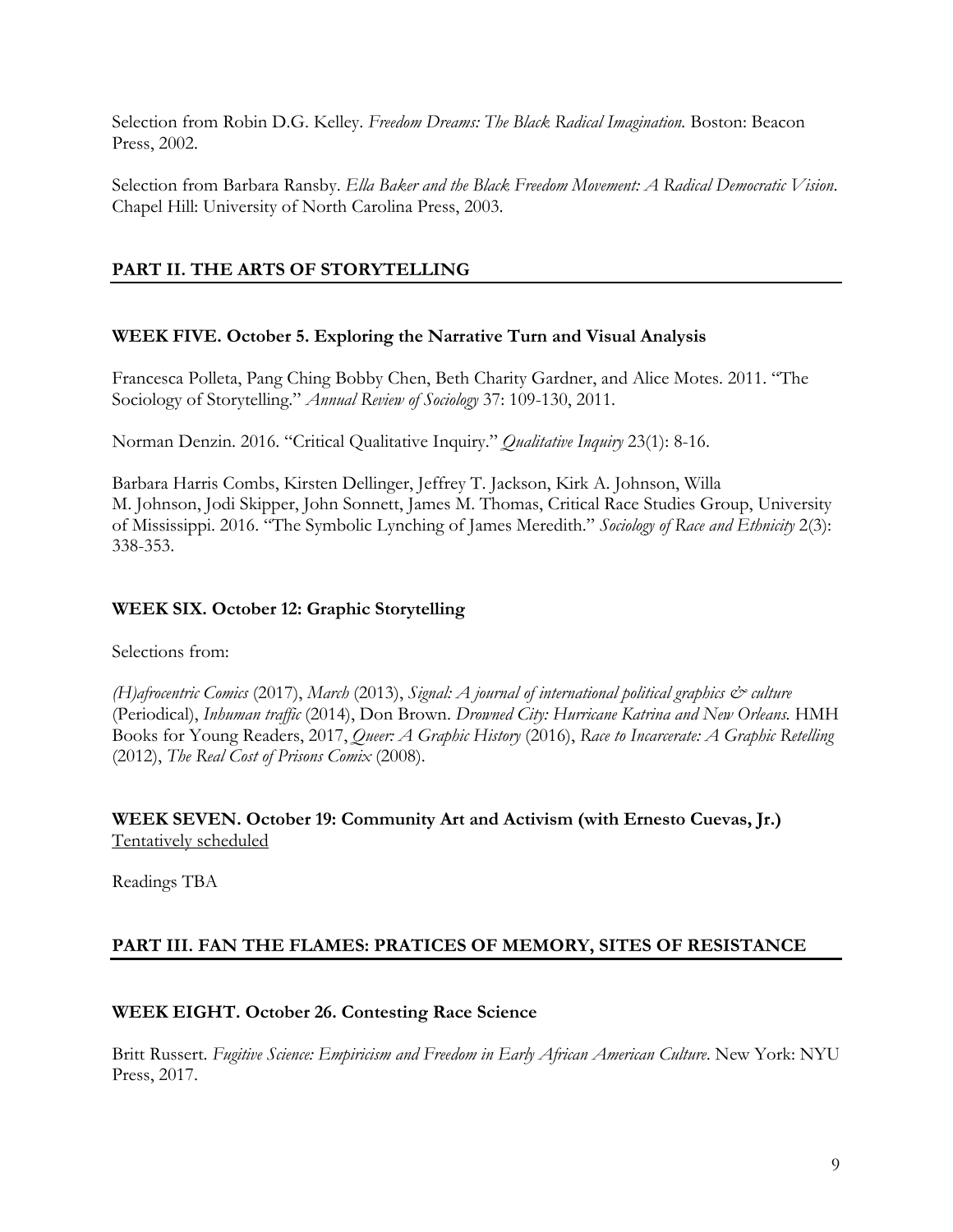Selection from Robin D.G. Kelley. *Freedom Dreams: The Black Radical Imagination.* Boston: Beacon Press, 2002.

Selection from Barbara Ransby. *Ella Baker and the Black Freedom Movement: A Radical Democratic Vision*. Chapel Hill: University of North Carolina Press, 2003.

## PART II. THE ARTS OF STORYTELLING

### WEEK FIVE. October 5. Exploring the Narrative Turn and Visual Analysis

Francesca Polleta, Pang Ching Bobby Chen, Beth Charity Gardner, and Alice Motes. 2011. "The Sociology of Storytelling." *Annual Review of Sociology* 37: 109-130, 2011.

Norman Denzin. 2016. "Critical Qualitative Inquiry." *Qualitative Inquiry* 23(1): 8-16.

Barbara Harris Combs, Kirsten Dellinger, Jeffrey T. Jackson, Kirk A. Johnson, Willa M. Johnson, Jodi Skipper, John Sonnett, James M. Thomas, Critical Race Studies Group, University of Mississippi. 2016. "The Symbolic Lynching of James Meredith." *Sociology of Race and Ethnicity* 2(3): 338-353.

### WEEK SIX. October 12: Graphic Storytelling

Selections from:

*(H)afrocentric Comics* (2017), *March* (2013), *Signal: A journal of international political graphics & culture* (Periodical), *Inhuman traffic* (2014), Don Brown. *Drowned City: Hurricane Katrina and New Orleans.* HMH Books for Young Readers, 2017, *Queer: A Graphic History* (2016), *Race to Incarcerate: A Graphic Retelling* (2012), *The Real Cost of Prisons Comix* (2008).

### WEEK SEVEN. October 19: Community Art and Activism (with Ernesto Cuevas, Jr.)

Tentatively scheduled

Readings TBA

## PART III. FAN THE FLAMES: PRATICES OF MEMORY, SITES OF RESISTANCE

### WEEK EIGHT. October 26. Contesting Race Science

Britt Russert. *Fugitive Science: Empiricism and Freedom in Early African American Culture*. New York: NYU Press, 2017.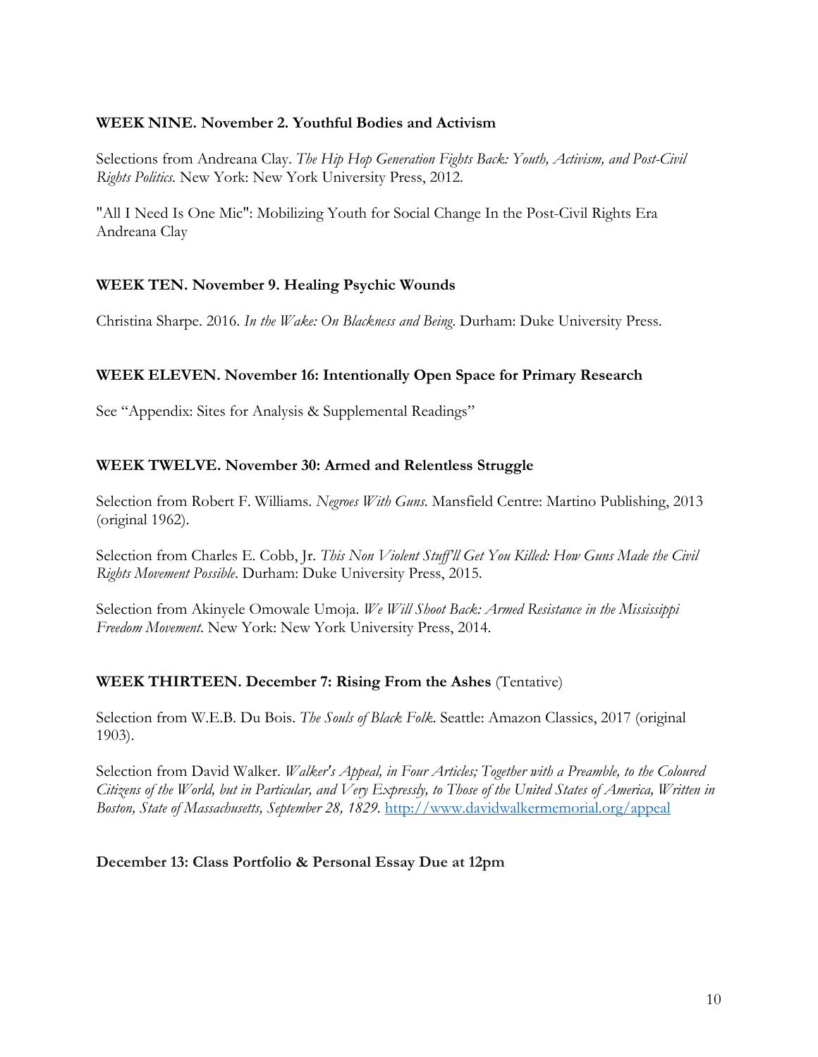**WEEK NINE. November 2. Youthful Bodies and Activism**

Selections from Andreana Clay. *The Hip Hop Generation Fights Back: Youth, Activism, and Post-Civil Rights Politics*. New York: New York University Press, 2012.

"All I Need Is One Mic": Mobilizing Youth for Social Change In the Post-Civil Rights Era
Andreana Clay

**WEEK TEN. November 9. Healing Psychic Wounds**

Christina Sharpe. 2016. *In the Wake: On Blackness and Being*. Durham: Duke University Press.

**WEEK ELEVEN. November 16: Intentionally Open Space for Primary Research**

See "Appendix: Sites for Analysis & Supplemental Readings"

**WEEK TWELVE. November 30: Armed and Relentless Struggle**

Selection from Robert F. Williams. *Negroes With Guns*. Mansfield Centre: Martino Publishing, 2013 (original 1962).

Selection from Charles E. Cobb, Jr. *This Non Violent Stuff'll Get You Killed: How Guns Made the Civil Rights Movement Possible*. Durham: Duke University Press, 2015.

Selection from Akinyele Omowale Umoja. *We Will Shoot Back: Armed Resistance in the Mississippi Freedom Movement*. New York: New York University Press, 2014.

**WEEK THIRTEEN. December 7: Rising From the Ashes** (Tentative)

Selection from W.E.B. Du Bois. *The Souls of Black Folk*. Seattle: Amazon Classics, 2017 (original 1903).

Selection from David Walker. *Walker's Appeal, in Four Articles; Together with a Preamble, to the Coloured Citizens of the World, but in Particular, and Very Expressly, to Those of the United States of America, Written in Boston, State of Massachusetts, September 28, 1829*. http://www.davidwalkermemorial.org/appeal

**December 13: Class Portfolio & Personal Essay Due at 12pm**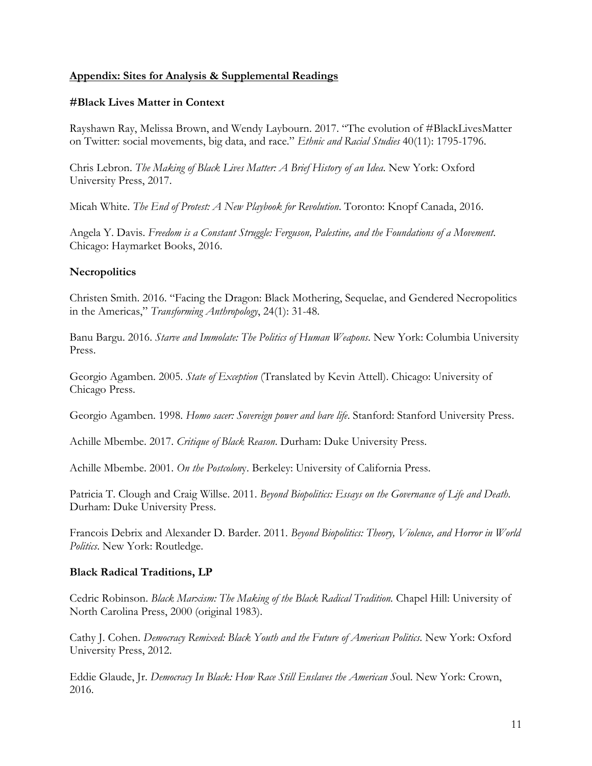## Appendix: Sites for Analysis & Supplemental Readings

### #Black Lives Matter in Context

Rayshawn Ray, Melissa Brown, and Wendy Laybourn. 2017. "The evolution of #BlackLivesMatter on Twitter: social movements, big data, and race." *Ethnic and Racial Studies* 40(11): 1795-1796.

Chris Lebron. *The Making of Black Lives Matter: A Brief History of an Idea*. New York: Oxford University Press, 2017.

Micah White. *The End of Protest: A New Playbook for Revolution*. Toronto: Knopf Canada, 2016.

Angela Y. Davis. *Freedom is a Constant Struggle: Ferguson, Palestine, and the Foundations of a Movement*. Chicago: Haymarket Books, 2016.

### Necropolitics

Christen Smith. 2016. "Facing the Dragon: Black Mothering, Sequelae, and Gendered Necropolitics in the Americas," *Transforming Anthropology*, 24(1): 31-48.

Banu Bargu. 2016. *Starve and Immolate: The Politics of Human Weapons*. New York: Columbia University Press.

Georgio Agamben. 2005. *State of Exception* (Translated by Kevin Attell). Chicago: University of Chicago Press.

Georgio Agamben. 1998. *Homo sacer: Sovereign power and bare life*. Stanford: Stanford University Press.

Achille Mbembe. 2017. *Critique of Black Reason*. Durham: Duke University Press.

Achille Mbembe. 2001. *On the Postcolony*. Berkeley: University of California Press.

Patricia T. Clough and Craig Willse. 2011. *Beyond Biopolitics: Essays on the Governance of Life and Death*. Durham: Duke University Press.

Francois Debrix and Alexander D. Barder. 2011. *Beyond Biopolitics: Theory, Violence, and Horror in World Politics*. New York: Routledge.

### Black Radical Traditions, LP

Cedric Robinson. *Black Marxism: The Making of the Black Radical Tradition.* Chapel Hill: University of North Carolina Press, 2000 (original 1983).

Cathy J. Cohen. *Democracy Remixed: Black Youth and the Future of American Politics*. New York: Oxford University Press, 2012.

Eddie Glaude, Jr. *Democracy In Black: How Race Still Enslaves the American Soul*. New York: Crown, 2016.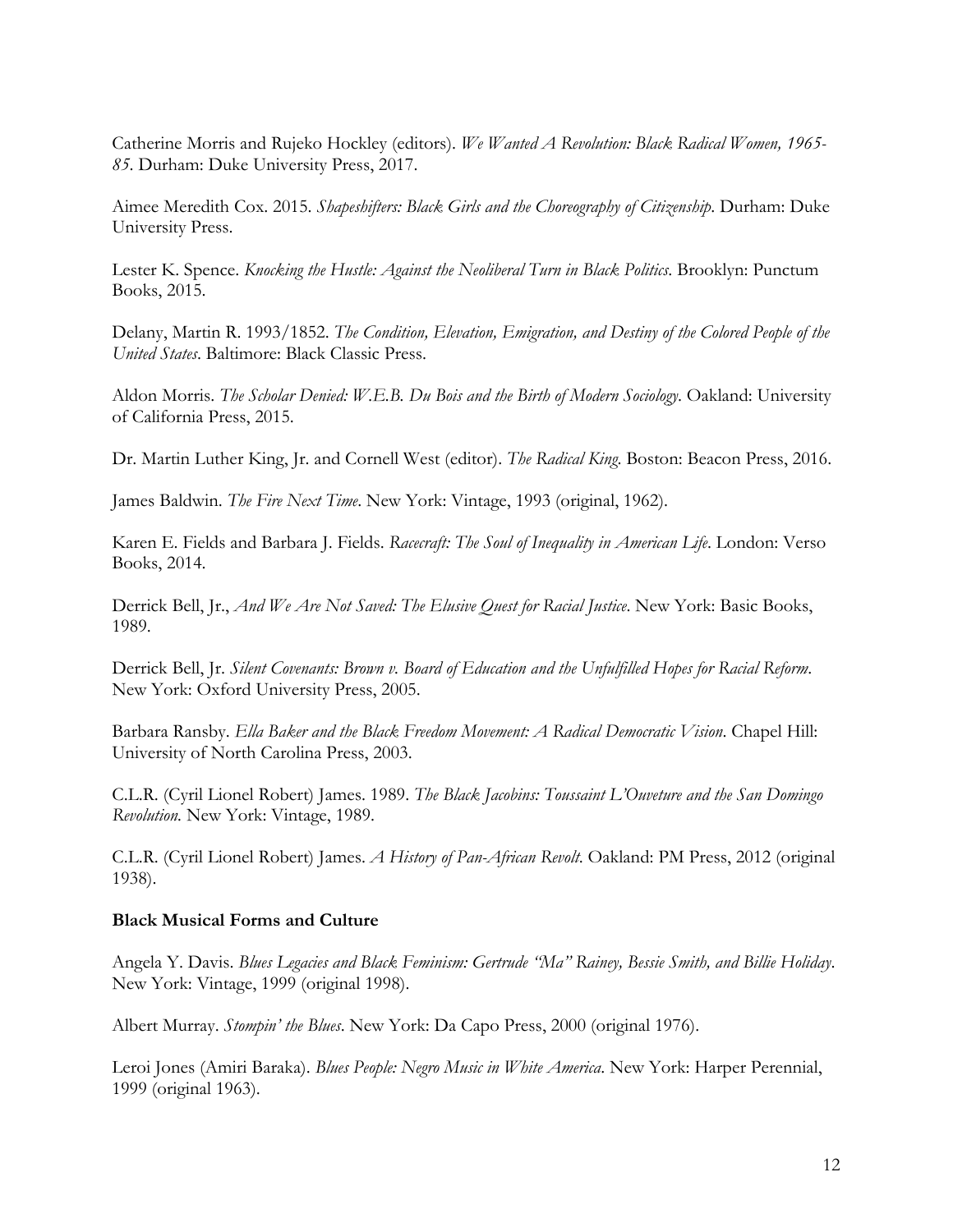Catherine Morris and Rujeko Hockley (editors). *We Wanted A Revolution: Black Radical Women, 1965-85*. Durham: Duke University Press, 2017.

Aimee Meredith Cox. 2015. *Shapeshifters: Black Girls and the Choreography of Citizenship*. Durham: Duke University Press.

Lester K. Spence. *Knocking the Hustle: Against the Neoliberal Turn in Black Politics*. Brooklyn: Punctum Books, 2015.

Delany, Martin R. 1993/1852. *The Condition, Elevation, Emigration, and Destiny of the Colored People of the United States*. Baltimore: Black Classic Press.

Aldon Morris. *The Scholar Denied: W.E.B. Du Bois and the Birth of Modern Sociology*. Oakland: University of California Press, 2015.

Dr. Martin Luther King, Jr. and Cornell West (editor). *The Radical King*. Boston: Beacon Press, 2016.

James Baldwin. *The Fire Next Time*. New York: Vintage, 1993 (original, 1962).

Karen E. Fields and Barbara J. Fields. *Racecraft: The Soul of Inequality in American Life*. London: Verso Books, 2014.

Derrick Bell, Jr., *And We Are Not Saved: The Elusive Quest for Racial Justice*. New York: Basic Books, 1989.

Derrick Bell, Jr. *Silent Covenants: Brown v. Board of Education and the Unfulfilled Hopes for Racial Reform*. New York: Oxford University Press, 2005.

Barbara Ransby. *Ella Baker and the Black Freedom Movement: A Radical Democratic Vision*. Chapel Hill: University of North Carolina Press, 2003.

C.L.R. (Cyril Lionel Robert) James. 1989. *The Black Jacobins: Toussaint L'Ouveture and the San Domingo Revolution.* New York: Vintage, 1989.

C.L.R. (Cyril Lionel Robert) James. *A History of Pan-African Revolt*. Oakland: PM Press, 2012 (original 1938).

**Black Musical Forms and Culture**

Angela Y. Davis. *Blues Legacies and Black Feminism: Gertrude "Ma" Rainey, Bessie Smith, and Billie Holiday*. New York: Vintage, 1999 (original 1998).

Albert Murray. *Stompin' the Blues*. New York: Da Capo Press, 2000 (original 1976).

Leroi Jones (Amiri Baraka). *Blues People: Negro Music in White America*. New York: Harper Perennial, 1999 (original 1963).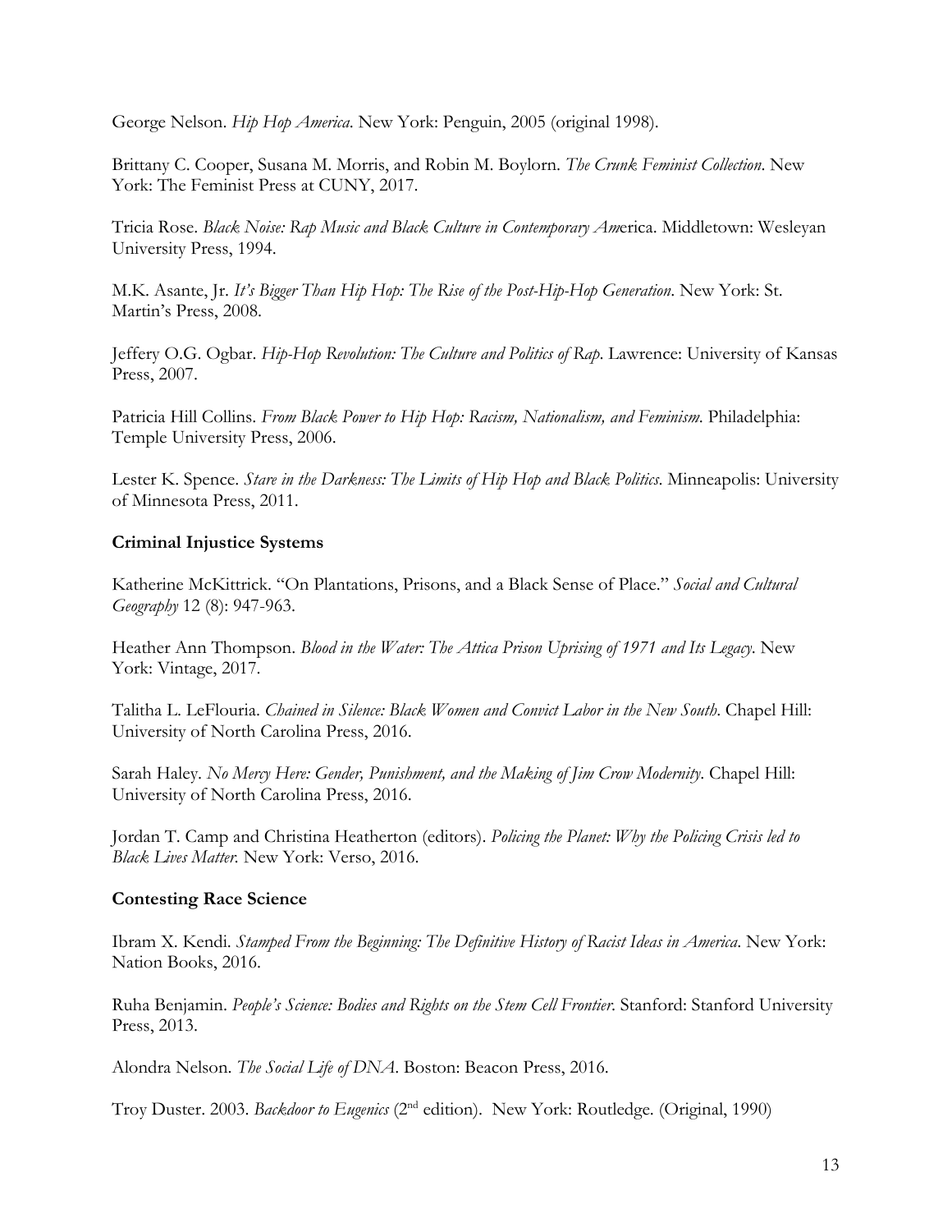George Nelson. *Hip Hop America*. New York: Penguin, 2005 (original 1998).

Brittany C. Cooper, Susana M. Morris, and Robin M. Boylorn. *The Crunk Feminist Collection*. New York: The Feminist Press at CUNY, 2017.

Tricia Rose. *Black Noise: Rap Music and Black Culture in Contemporary Am*erica. Middletown: Wesleyan University Press, 1994.

M.K. Asante, Jr. *It's Bigger Than Hip Hop: The Rise of the Post-Hip-Hop Generation*. New York: St. Martin's Press, 2008.

Jeffery O.G. Ogbar. *Hip-Hop Revolution: The Culture and Politics of Rap*. Lawrence: University of Kansas Press, 2007.

Patricia Hill Collins. *From Black Power to Hip Hop: Racism, Nationalism, and Feminism*. Philadelphia: Temple University Press, 2006.

Lester K. Spence. *Stare in the Darkness: The Limits of Hip Hop and Black Politics*. Minneapolis: University of Minnesota Press, 2011.

**Criminal Injustice Systems**

Katherine McKittrick. "On Plantations, Prisons, and a Black Sense of Place." *Social and Cultural Geography* 12 (8): 947-963.

Heather Ann Thompson. *Blood in the Water: The Attica Prison Uprising of 1971 and Its Legacy*. New York: Vintage, 2017.

Talitha L. LeFlouria. *Chained in Silence: Black Women and Convict Labor in the New South*. Chapel Hill: University of North Carolina Press, 2016.

Sarah Haley. *No Mercy Here: Gender, Punishment, and the Making of Jim Crow Modernity*. Chapel Hill: University of North Carolina Press, 2016.

Jordan T. Camp and Christina Heatherton (editors). *Policing the Planet: Why the Policing Crisis led to Black Lives Matter*. New York: Verso, 2016.

**Contesting Race Science**

Ibram X. Kendi. *Stamped From the Beginning: The Definitive History of Racist Ideas in America*. New York: Nation Books, 2016.

Ruha Benjamin. *People's Science: Bodies and Rights on the Stem Cell Frontier*. Stanford: Stanford University Press, 2013.

Alondra Nelson. *The Social Life of DNA*. Boston: Beacon Press, 2016.

Troy Duster. 2003. *Backdoor to Eugenics* (2nd edition). New York: Routledge. (Original, 1990)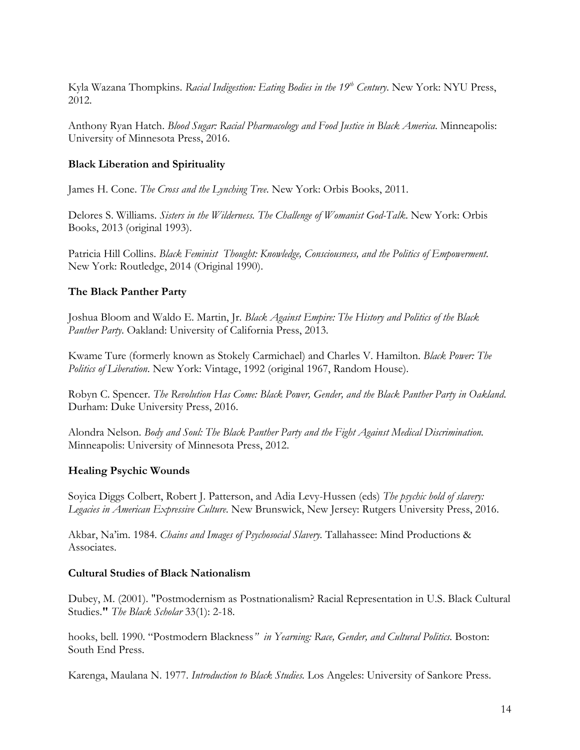Kyla Wazana Thompkins. *Racial Indigestion: Eating Bodies in the 19th Century*. New York: NYU Press, 2012.

Anthony Ryan Hatch. *Blood Sugar: Racial Pharmacology and Food Justice in Black America*. Minneapolis: University of Minnesota Press, 2016.

**Black Liberation and Spirituality**

James H. Cone. *The Cross and the Lynching Tree*. New York: Orbis Books, 2011.

Delores S. Williams. *Sisters in the Wilderness. The Challenge of Womanist God-Talk*. New York: Orbis Books, 2013 (original 1993).

Patricia Hill Collins. *Black Feminist Thought: Knowledge, Consciousness, and the Politics of Empowerment*. New York: Routledge, 2014 (Original 1990).

**The Black Panther Party**

Joshua Bloom and Waldo E. Martin, Jr. *Black Against Empire: The History and Politics of the Black Panther Party*. Oakland: University of California Press, 2013.

Kwame Ture (formerly known as Stokely Carmichael) and Charles V. Hamilton. *Black Power: The Politics of Liberation*. New York: Vintage, 1992 (original 1967, Random House).

Robyn C. Spencer. *The Revolution Has Come: Black Power, Gender, and the Black Panther Party in Oakland*. Durham: Duke University Press, 2016.

Alondra Nelson. *Body and Soul: The Black Panther Party and the Fight Against Medical Discrimination*. Minneapolis: University of Minnesota Press, 2012.

**Healing Psychic Wounds**

Soyica Diggs Colbert, Robert J. Patterson, and Adia Levy-Hussen (eds) *The psychic hold of slavery: Legacies in American Expressive Culture*. New Brunswick, New Jersey: Rutgers University Press, 2016.

Akbar, Na'im. 1984. *Chains and Images of Psychosocial Slavery*. Tallahassee: Mind Productions & Associates.

**Cultural Studies of Black Nationalism**

Dubey, M. (2001). "Postmodernism as Postnationalism? Racial Representation in U.S. Black Cultural Studies." *The Black Scholar* 33(1): 2-18.

hooks, bell. 1990. "Postmodern Blackness" *in Yearning: Race, Gender, and Cultural Politics*. Boston: South End Press.

Karenga, Maulana N. 1977. *Introduction to Black Studies*. Los Angeles: University of Sankore Press.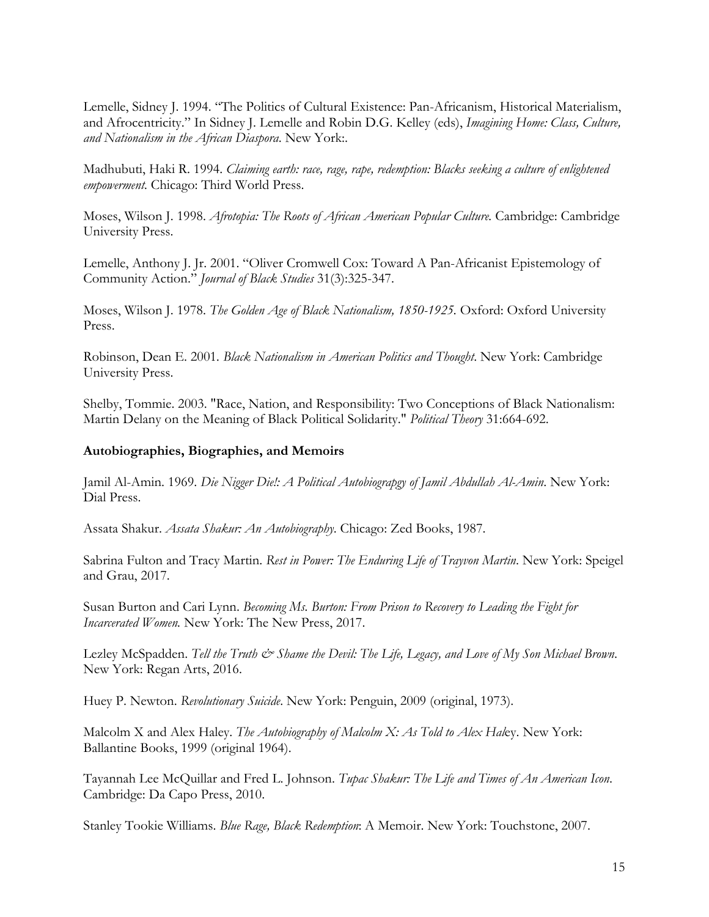Lemelle, Sidney J. 1994. "The Politics of Cultural Existence: Pan-Africanism, Historical Materialism, and Afrocentricity." In Sidney J. Lemelle and Robin D.G. Kelley (eds), *Imagining Home: Class, Culture, and Nationalism in the African Diaspora*. New York:.

Madhubuti, Haki R. 1994. *Claiming earth: race, rage, rape, redemption: Blacks seeking a culture of enlightened empowerment.* Chicago: Third World Press.

Moses, Wilson J. 1998. *Afrotopia: The Roots of African American Popular Culture.* Cambridge: Cambridge University Press.

Lemelle, Anthony J. Jr. 2001. "Oliver Cromwell Cox: Toward A Pan-Africanist Epistemology of Community Action." *Journal of Black Studies* 31(3):325-347.

Moses, Wilson J. 1978. *The Golden Age of Black Nationalism, 1850-1925.* Oxford: Oxford University Press.

Robinson, Dean E. 2001. *Black Nationalism in American Politics and Thought*. New York: Cambridge University Press.

Shelby, Tommie. 2003. "Race, Nation, and Responsibility: Two Conceptions of Black Nationalism: Martin Delany on the Meaning of Black Political Solidarity." *Political Theory* 31:664-692.

**Autobiographies, Biographies, and Memoirs**

Jamil Al-Amin. 1969. *Die Nigger Die!: A Political Autobiograpgy of Jamil Abdullah Al-Amin*. New York: Dial Press.

Assata Shakur. *Assata Shakur: An Autobiography*. Chicago: Zed Books, 1987.

Sabrina Fulton and Tracy Martin. *Rest in Power: The Enduring Life of Trayvon Martin*. New York: Speigel and Grau, 2017.

Susan Burton and Cari Lynn. *Becoming Ms. Burton: From Prison to Recovery to Leading the Fight for Incarcerated Women.* New York: The New Press, 2017.

Lezley McSpadden. *Tell the Truth & Shame the Devil: The Life, Legacy, and Love of My Son Michael Brown*. New York: Regan Arts, 2016.

Huey P. Newton. *Revolutionary Suicide*. New York: Penguin, 2009 (original, 1973).

Malcolm X and Alex Haley. *The Autobiography of Malcolm X: As Told to Alex Hal*ey. New York: Ballantine Books, 1999 (original 1964).

Tayannah Lee McQuillar and Fred L. Johnson. *Tupac Shakur: The Life and Times of An American Icon*. Cambridge: Da Capo Press, 2010.

Stanley Tookie Williams. *Blue Rage, Black Redemption*: A Memoir. New York: Touchstone, 2007.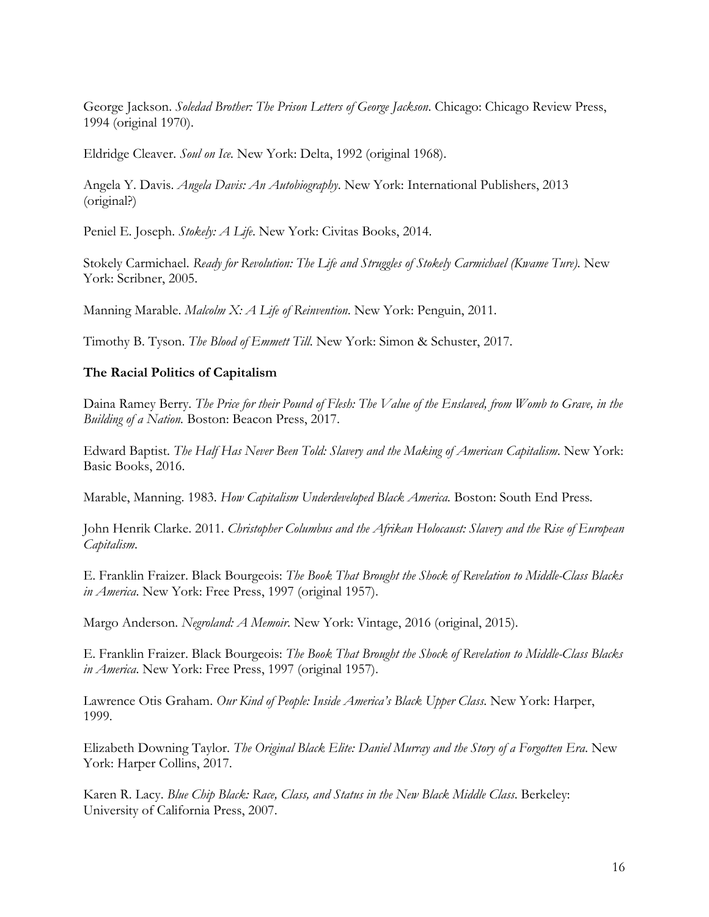George Jackson. *Soledad Brother: The Prison Letters of George Jackson*. Chicago: Chicago Review Press, 1994 (original 1970).

Eldridge Cleaver. *Soul on Ice.* New York: Delta, 1992 (original 1968).

Angela Y. Davis. *Angela Davis: An Autobiography*. New York: International Publishers, 2013 (original?)

Peniel E. Joseph. *Stokely: A Life*. New York: Civitas Books, 2014.

Stokely Carmichael. *Ready for Revolution: The Life and Struggles of Stokely Carmichael (Kwame Ture)*. New York: Scribner, 2005.

Manning Marable. *Malcolm X: A Life of Reinvention*. New York: Penguin, 2011.

Timothy B. Tyson. *The Blood of Emmett Till*. New York: Simon & Schuster, 2017.

**The Racial Politics of Capitalism**

Daina Ramey Berry. *The Price for their Pound of Flesh: The Value of the Enslaved, from Womb to Grave, in the Building of a Nation.* Boston: Beacon Press, 2017.

Edward Baptist. *The Half Has Never Been Told: Slavery and the Making of American Capitalism*. New York: Basic Books, 2016.

Marable, Manning. 1983. *How Capitalism Underdeveloped Black America.* Boston: South End Press.

John Henrik Clarke. 2011. *Christopher Columbus and the Afrikan Holocaust: Slavery and the Rise of European Capitalism*.

E. Franklin Fraizer. Black Bourgeois: *The Book That Brought the Shock of Revelation to Middle-Class Blacks in America*. New York: Free Press, 1997 (original 1957).

Margo Anderson. *Negroland: A Memoir*. New York: Vintage, 2016 (original, 2015).

E. Franklin Fraizer. Black Bourgeois: *The Book That Brought the Shock of Revelation to Middle-Class Blacks in America*. New York: Free Press, 1997 (original 1957).

Lawrence Otis Graham. *Our Kind of People: Inside America's Black Upper Class*. New York: Harper, 1999.

Elizabeth Downing Taylor. *The Original Black Elite: Daniel Murray and the Story of a Forgotten Era*. New York: Harper Collins, 2017.

Karen R. Lacy. *Blue Chip Black: Race, Class, and Status in the New Black Middle Class*. Berkeley: University of California Press, 2007.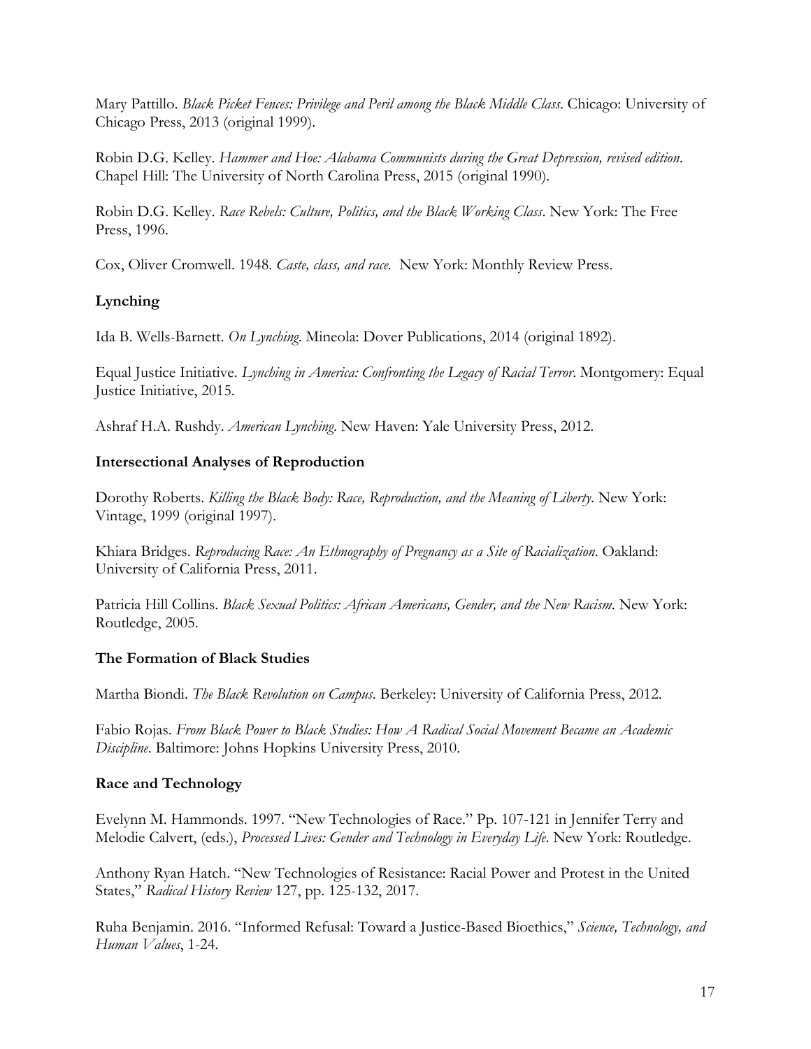Mary Pattillo. *Black Picket Fences: Privilege and Peril among the Black Middle Class*. Chicago: University of Chicago Press, 2013 (original 1999).

Robin D.G. Kelley. *Hammer and Hoe: Alabama Communists during the Great Depression, revised edition*. Chapel Hill: The University of North Carolina Press, 2015 (original 1990).

Robin D.G. Kelley. *Race Rebels: Culture, Politics, and the Black Working Class*. New York: The Free Press, 1996.

Cox, Oliver Cromwell. 1948. *Caste, class, and race.* New York: Monthly Review Press.

### Lynching

Ida B. Wells-Barnett. *On Lynching*. Mineola: Dover Publications, 2014 (original 1892).

Equal Justice Initiative. *Lynching in America: Confronting the Legacy of Racial Terror*. Montgomery: Equal Justice Initiative, 2015.

Ashraf H.A. Rushdy. *American Lynching*. New Haven: Yale University Press, 2012.

### Intersectional Analyses of Reproduction

Dorothy Roberts. *Killing the Black Body: Race, Reproduction, and the Meaning of Liberty*. New York: Vintage, 1999 (original 1997).

Khiara Bridges. *Reproducing Race: An Ethnography of Pregnancy as a Site of Racialization*. Oakland: University of California Press, 2011.

Patricia Hill Collins. *Black Sexual Politics: African Americans, Gender, and the New Racism*. New York: Routledge, 2005.

### The Formation of Black Studies

Martha Biondi. *The Black Revolution on Campus*. Berkeley: University of California Press, 2012.

Fabio Rojas. *From Black Power to Black Studies: How A Radical Social Movement Became an Academic Discipline*. Baltimore: Johns Hopkins University Press, 2010.

### Race and Technology

Evelynn M. Hammonds. 1997. "New Technologies of Race." Pp. 107-121 in Jennifer Terry and Melodie Calvert, (eds.), *Processed Lives: Gender and Technology in Everyday Life*. New York: Routledge.

Anthony Ryan Hatch. "New Technologies of Resistance: Racial Power and Protest in the United States," *Radical History Review* 127, pp. 125-132, 2017.

Ruha Benjamin. 2016. "Informed Refusal: Toward a Justice-Based Bioethics," *Science, Technology, and Human Values*, 1-24.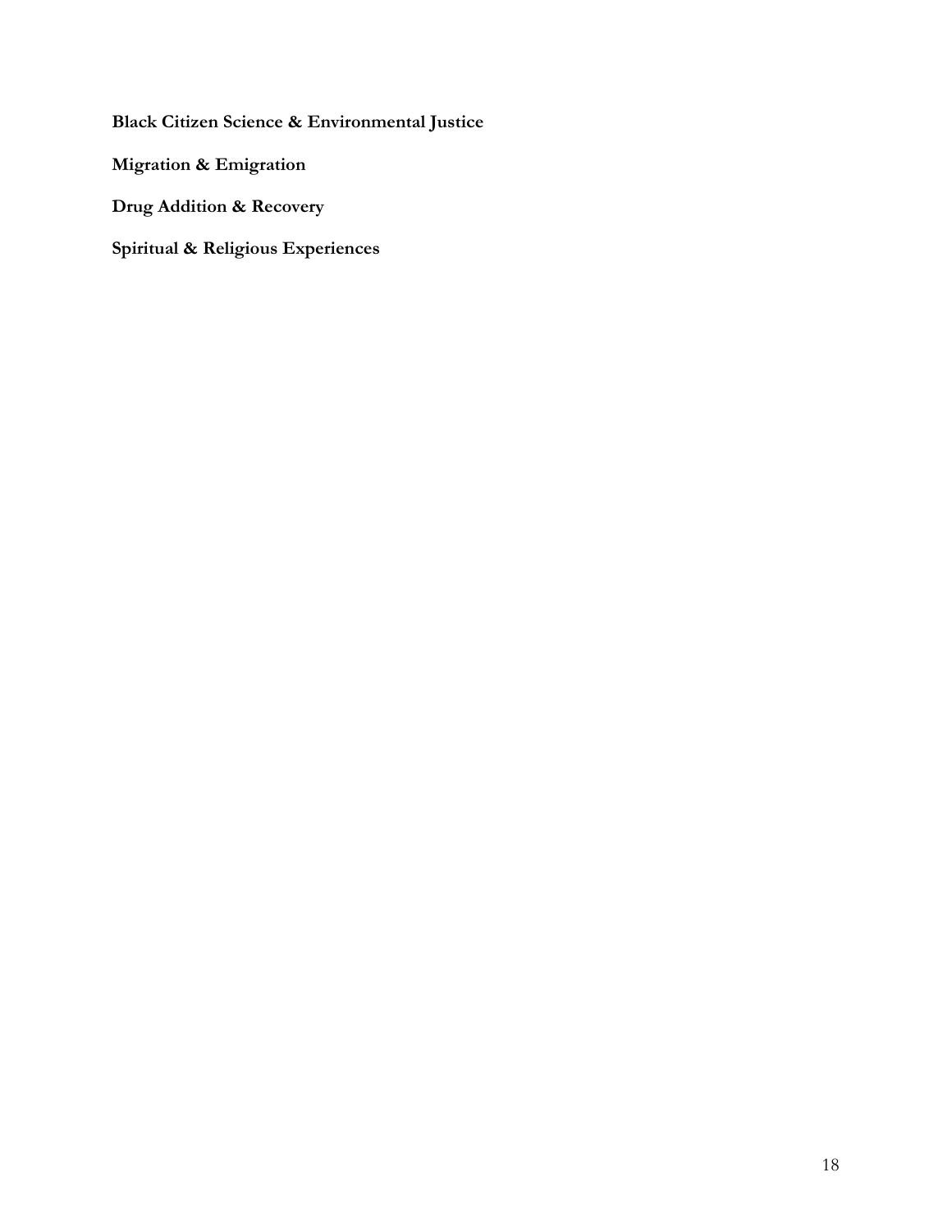**Black Citizen Science & Environmental Justice**

**Migration & Emigration**

**Drug Addition & Recovery**

**Spiritual & Religious Experiences**